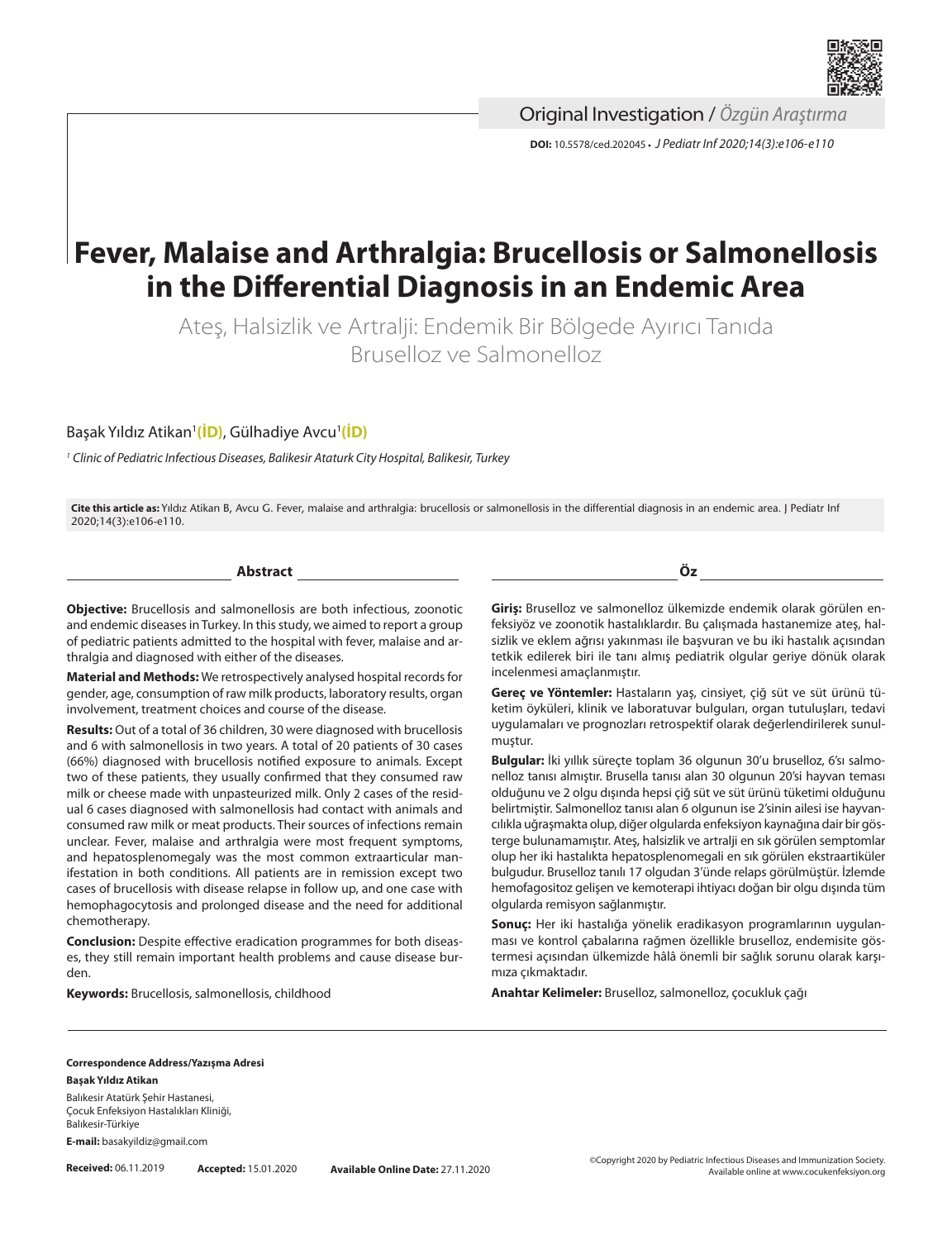Original Investigation / *Özgün Araştırma*

**DOI:** 10.5578/ced.202045 • *J Pediatr Inf 2020;14(3):e106-e110*

# Fever, Malaise and Arthralgia: Brucellosis or Salmonellosis in the Differential Diagnosis in an Endemic Area

## Ateş, Halsizlik ve Artralji: Endemik Bir Bölgede Ayırıcı Tanıda Bruselloz ve Salmonelloz

Başak Yıldız Atikan[1], Gülhadiye Avcu[1]

[1] *Clinic of Pediatric Infectious Diseases, Balikesir Ataturk City Hospital, Balikesir, Turkey*

**Cite this article as:** Yıldız Atikan B, Avcu G. Fever, malaise and arthralgia: brucellosis or salmonellosis in the differential diagnosis in an endemic area. J Pediatr Inf 2020;14(3):e106-e110.

### Abstract

**Objective:** Brucellosis and salmonellosis are both infectious, zoonotic and endemic diseases in Turkey. In this study, we aimed to report a group of pediatric patients admitted to the hospital with fever, malaise and arthralgia and diagnosed with either of the diseases.

**Material and Methods:** We retrospectively analysed hospital records for gender, age, consumption of raw milk products, laboratory results, organ involvement, treatment choices and course of the disease.

**Results:** Out of a total of 36 children, 30 were diagnosed with brucellosis and 6 with salmonellosis in two years. A total of 20 patients of 30 cases (66%) diagnosed with brucellosis notified exposure to animals. Except two of these patients, they usually confirmed that they consumed raw milk or cheese made with unpasteurized milk. Only 2 cases of the residual 6 cases diagnosed with salmonellosis had contact with animals and consumed raw milk or meat products. Their sources of infections remain unclear. Fever, malaise and arthralgia were most frequent symptoms, and hepatosplenomegaly was the most common extraarticular manifestation in both conditions. All patients are in remission except two cases of brucellosis with disease relapse in follow up, and one case with hemophagocytosis and prolonged disease and the need for additional chemotherapy.

**Conclusion:** Despite effective eradication programmes for both diseases, they still remain important health problems and cause disease burden.

**Keywords:** Brucellosis, salmonellosis, childhood

### Öz

**Giriş:** Bruselloz ve salmonelloz ülkemizde endemik olarak görülen enfeksiyöz ve zoonotik hastalıklardır. Bu çalışmada hastanemize ateş, halsizlik ve eklem ağrısı yakınması ile başvuran ve bu iki hastalık açısından tetkik edilerek biri ile tanı almış pediatrik olgular geriye dönük olarak incelenmesi amaçlanmıştır.

**Gereç ve Yöntemler:** Hastaların yaş, cinsiyet, çiğ süt ve süt ürünü tüketim öyküleri, klinik ve laboratuvar bulguları, organ tutuluşları, tedavi uygulamaları ve prognozları retrospektif olarak değerlendirilerek sunulmuştur.

**Bulgular:** İki yıllık süreçte toplam 36 olgunun 30'u bruselloz, 6'sı salmonelloz tanısı almıştır. Brusella tanısı alan 30 olgunun 20'si hayvan teması olduğunu ve 2 olgu dışında hepsi çiğ süt ve süt ürünü tüketimi olduğunu belirtmiştir. Salmonelloz tanısı alan 6 olgunun ise 2'sinin ailesi ise hayvancılıkla uğraşmakta olup, diğer olgularda enfeksiyon kaynağına dair bir gösterge bulunamamıştır. Ateş, halsizlik ve artralji en sık görülen semptomlar olup her iki hastalıkta hepatosplenomegali en sık görülen ekstraartiküler bulgudur. Bruselloz tanılı 17 olgudan 3'ünde relaps görülmüştür. İzlemde hemofagositoz gelişen ve kemoterapi ihtiyacı doğan bir olgu dışında tüm olgularda remisyon sağlanmıştır.

**Sonuç:** Her iki hastalığa yönelik eradikasyon programlarının uygulanması ve kontrol çabalarına rağmen özellikle bruselloz, endemisite göstermesi açısından ülkemizde hâlâ önemli bir sağlık sorunu olarak karşımıza çıkmaktadır.

**Anahtar Kelimeler:** Bruselloz, salmonelloz, çocukluk çağı

**Correspondence Address/Yazışma Adresi**
**Başak Yıldız Atikan**
Balıkesir Atatürk Şehir Hastanesi,
Çocuk Enfeksiyon Hastalıkları Kliniği,
Balıkesir-Türkiye
**E-mail:** basakyildiz@gmail.com

**Received:** 06.11.2019 **Accepted:** 15.01.2020 **Available Online Date:** 27.11.2020

©Copyright 2020 by Pediatric Infectious Diseases and Immunization Society.
Available online at www.cocukenfeksiyon.org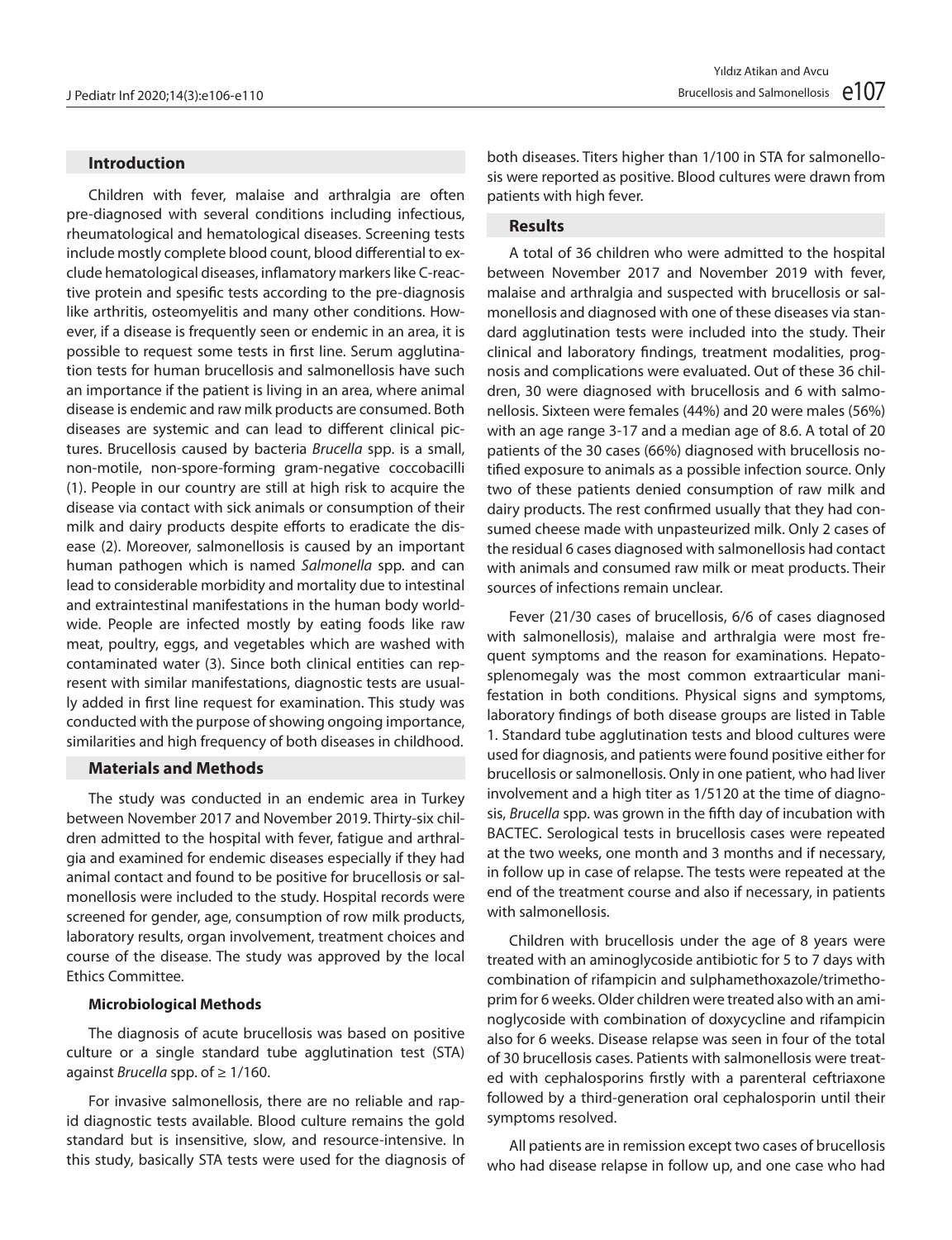## Introduction

Children with fever, malaise and arthralgia are often pre-diagnosed with several conditions including infectious, rheumatological and hematological diseases. Screening tests include mostly complete blood count, blood differential to exclude hematological diseases, inflamatory markers like C-reactive protein and spesific tests according to the pre-diagnosis like arthritis, osteomyelitis and many other conditions. However, if a disease is frequently seen or endemic in an area, it is possible to request some tests in first line. Serum agglutination tests for human brucellosis and salmonellosis have such an importance if the patient is living in an area, where animal disease is endemic and raw milk products are consumed. Both diseases are systemic and can lead to different clinical pictures. Brucellosis caused by bacteria *Brucella* spp. is a small, non-motile, non-spore-forming gram-negative coccobacilli (1). People in our country are still at high risk to acquire the disease via contact with sick animals or consumption of their milk and dairy products despite efforts to eradicate the disease (2). Moreover, salmonellosis is caused by an important human pathogen which is named *Salmonella* spp. and can lead to considerable morbidity and mortality due to intestinal and extraintestinal manifestations in the human body worldwide. People are infected mostly by eating foods like raw meat, poultry, eggs, and vegetables which are washed with contaminated water (3). Since both clinical entities can represent with similar manifestations, diagnostic tests are usually added in first line request for examination. This study was conducted with the purpose of showing ongoing importance, similarities and high frequency of both diseases in childhood.

## Materials and Methods

The study was conducted in an endemic area in Turkey between November 2017 and November 2019. Thirty-six children admitted to the hospital with fever, fatigue and arthralgia and examined for endemic diseases especially if they had animal contact and found to be positive for brucellosis or salmonellosis were included to the study. Hospital records were screened for gender, age, consumption of row milk products, laboratory results, organ involvement, treatment choices and course of the disease. The study was approved by the local Ethics Committee.

### Microbiological Methods

The diagnosis of acute brucellosis was based on positive culture or a single standard tube agglutination test (STA) against *Brucella* spp. of ≥ 1/160.

For invasive salmonellosis, there are no reliable and rapid diagnostic tests available. Blood culture remains the gold standard but is insensitive, slow, and resource-intensive. In this study, basically STA tests were used for the diagnosis of both diseases. Titers higher than 1/100 in STA for salmonellosis were reported as positive. Blood cultures were drawn from patients with high fever.

## Results

A total of 36 children who were admitted to the hospital between November 2017 and November 2019 with fever, malaise and arthralgia and suspected with brucellosis or salmonellosis and diagnosed with one of these diseases via standard agglutination tests were included into the study. Their clinical and laboratory findings, treatment modalities, prognosis and complications were evaluated. Out of these 36 children, 30 were diagnosed with brucellosis and 6 with salmonellosis. Sixteen were females (44%) and 20 were males (56%) with an age range 3-17 and a median age of 8.6. A total of 20 patients of the 30 cases (66%) diagnosed with brucellosis notified exposure to animals as a possible infection source. Only two of these patients denied consumption of raw milk and dairy products. The rest confirmed usually that they had consumed cheese made with unpasteurized milk. Only 2 cases of the residual 6 cases diagnosed with salmonellosis had contact with animals and consumed raw milk or meat products. Their sources of infections remain unclear.

Fever (21/30 cases of brucellosis, 6/6 of cases diagnosed with salmonellosis), malaise and arthralgia were most frequent symptoms and the reason for examinations. Hepatosplenomegaly was the most common extraarticular manifestation in both conditions. Physical signs and symptoms, laboratory findings of both disease groups are listed in Table 1. Standard tube agglutination tests and blood cultures were used for diagnosis, and patients were found positive either for brucellosis or salmonellosis. Only in one patient, who had liver involvement and a high titer as 1/5120 at the time of diagnosis, *Brucella* spp. was grown in the fifth day of incubation with BACTEC. Serological tests in brucellosis cases were repeated at the two weeks, one month and 3 months and if necessary, in follow up in case of relapse. The tests were repeated at the end of the treatment course and also if necessary, in patients with salmonellosis.

Children with brucellosis under the age of 8 years were treated with an aminoglycoside antibiotic for 5 to 7 days with combination of rifampicin and sulphamethoxazole/trimethoprim for 6 weeks. Older children were treated also with an aminoglycoside with combination of doxycycline and rifampicin also for 6 weeks. Disease relapse was seen in four of the total of 30 brucellosis cases. Patients with salmonellosis were treated with cephalosporins firstly with a parenteral ceftriaxone followed by a third-generation oral cephalosporin until their symptoms resolved.

All patients are in remission except two cases of brucellosis who had disease relapse in follow up, and one case who had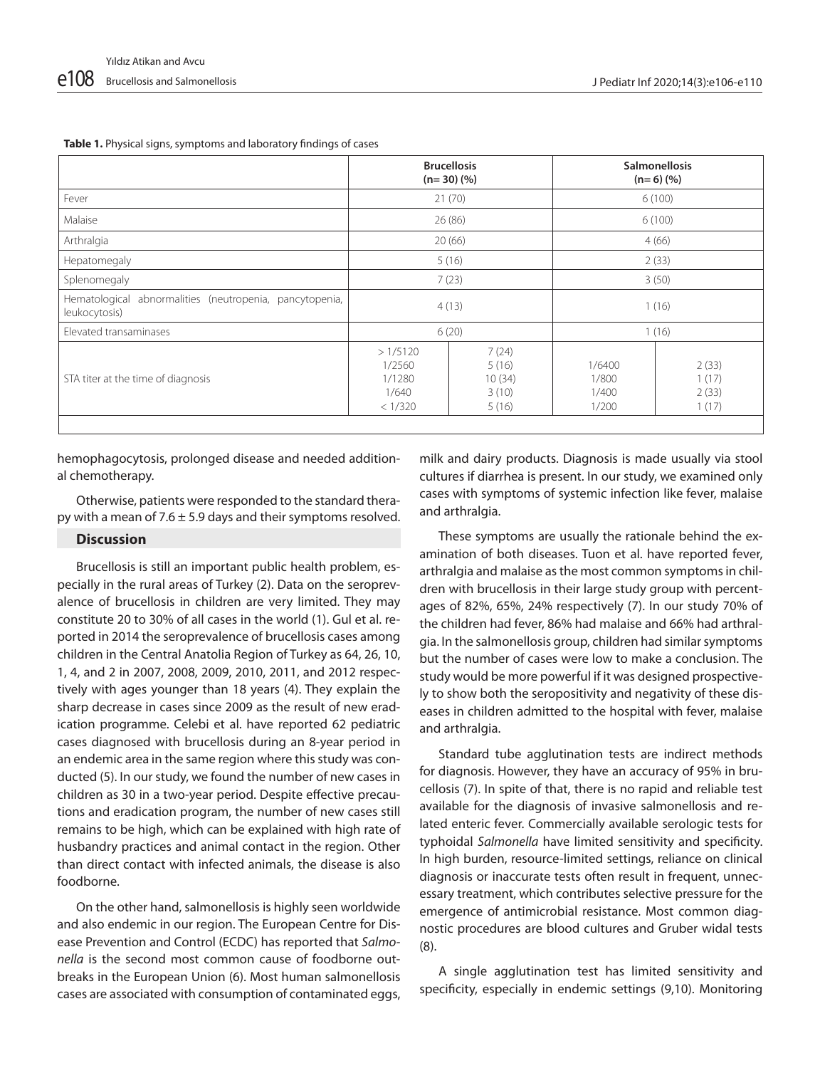**Table 1.** Physical signs, symptoms and laboratory findings of cases

| | Brucellosis (n= 30) (%) | | Salmonellosis (n= 6) (%) | |
|---|---|---|---|---|
| Fever | 21 (70) | | 6 (100) | |
| Malaise | 26 (86) | | 6 (100) | |
| Arthralgia | 20 (66) | | 4 (66) | |
| Hepatomegaly | 5 (16) | | 2 (33) | |
| Splenomegaly | 7 (23) | | 3 (50) | |
| Hematological abnormalities (neutropenia, pancytopenia, leukocytosis) | 4 (13) | | 1 (16) | |
| Elevated transaminases | 6 (20) | | 1 (16) | |
| STA titer at the time of diagnosis | > 1/5120<br>1/2560<br>1/1280<br>1/640<br>< 1/320 | 7 (24)<br>5 (16)<br>10 (34)<br>3 (10)<br>5 (16) | 1/6400<br>1/800<br>1/400<br>1/200 | 2 (33)<br>1 (17)<br>2 (33)<br>1 (17) |

hemophagocytosis, prolonged disease and needed additional chemotherapy.

Otherwise, patients were responded to the standard therapy with a mean of 7.6 ± 5.9 days and their symptoms resolved.

## Discussion

Brucellosis is still an important public health problem, especially in the rural areas of Turkey (2). Data on the seroprevalence of brucellosis in children are very limited. They may constitute 20 to 30% of all cases in the world (1). Gul et al. reported in 2014 the seroprevalence of brucellosis cases among children in the Central Anatolia Region of Turkey as 64, 26, 10, 1, 4, and 2 in 2007, 2008, 2009, 2010, 2011, and 2012 respectively with ages younger than 18 years (4). They explain the sharp decrease in cases since 2009 as the result of new eradication programme. Celebi et al. have reported 62 pediatric cases diagnosed with brucellosis during an 8-year period in an endemic area in the same region where this study was conducted (5). In our study, we found the number of new cases in children as 30 in a two-year period. Despite effective precautions and eradication program, the number of new cases still remains to be high, which can be explained with high rate of husbandry practices and animal contact in the region. Other than direct contact with infected animals, the disease is also foodborne.

On the other hand, salmonellosis is highly seen worldwide and also endemic in our region. The European Centre for Disease Prevention and Control (ECDC) has reported that *Salmonella* is the second most common cause of foodborne outbreaks in the European Union (6). Most human salmonellosis cases are associated with consumption of contaminated eggs, milk and dairy products. Diagnosis is made usually via stool cultures if diarrhea is present. In our study, we examined only cases with symptoms of systemic infection like fever, malaise and arthralgia.

These symptoms are usually the rationale behind the examination of both diseases. Tuon et al. have reported fever, arthralgia and malaise as the most common symptoms in children with brucellosis in their large study group with percentages of 82%, 65%, 24% respectively (7). In our study 70% of the children had fever, 86% had malaise and 66% had arthralgia. In the salmonellosis group, children had similar symptoms but the number of cases were low to make a conclusion. The study would be more powerful if it was designed prospectively to show both the seropositivity and negativity of these diseases in children admitted to the hospital with fever, malaise and arthralgia.

Standard tube agglutination tests are indirect methods for diagnosis. However, they have an accuracy of 95% in brucellosis (7). In spite of that, there is no rapid and reliable test available for the diagnosis of invasive salmonellosis and related enteric fever. Commercially available serologic tests for typhoidal *Salmonella* have limited sensitivity and specificity. In high burden, resource-limited settings, reliance on clinical diagnosis or inaccurate tests often result in frequent, unnecessary treatment, which contributes selective pressure for the emergence of antimicrobial resistance. Most common diagnostic procedures are blood cultures and Gruber widal tests (8).

A single agglutination test has limited sensitivity and specificity, especially in endemic settings (9,10). Monitoring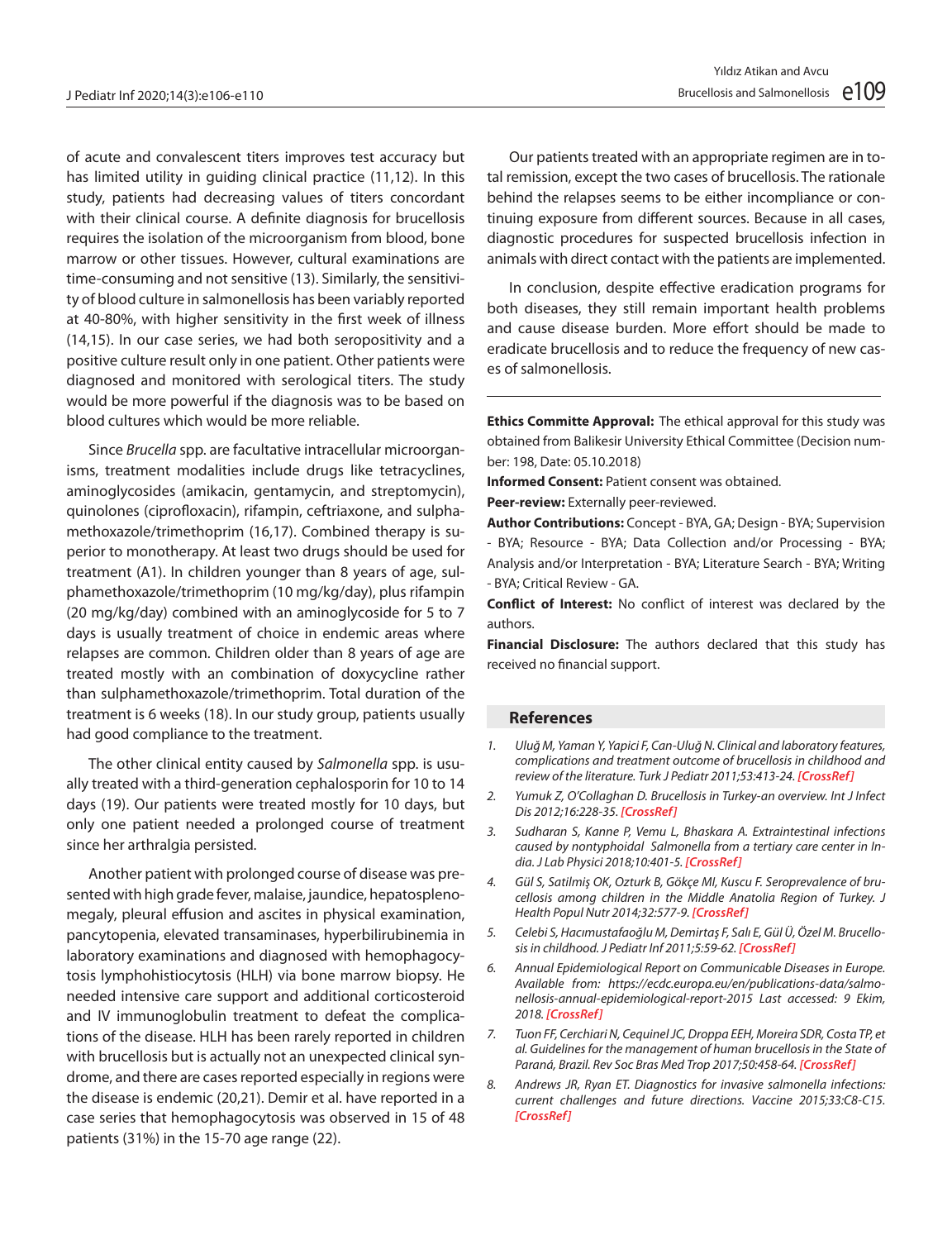of acute and convalescent titers improves test accuracy but has limited utility in guiding clinical practice (11,12). In this study, patients had decreasing values of titers concordant with their clinical course. A definite diagnosis for brucellosis requires the isolation of the microorganism from blood, bone marrow or other tissues. However, cultural examinations are time-consuming and not sensitive (13). Similarly, the sensitivity of blood culture in salmonellosis has been variably reported at 40-80%, with higher sensitivity in the first week of illness (14,15). In our case series, we had both seropositivity and a positive culture result only in one patient. Other patients were diagnosed and monitored with serological titers. The study would be more powerful if the diagnosis was to be based on blood cultures which would be more reliable.

Since *Brucella* spp. are facultative intracellular microorganisms, treatment modalities include drugs like tetracyclines, aminoglycosides (amikacin, gentamycin, and streptomycin), quinolones (ciprofloxacin), rifampin, ceftriaxone, and sulphamethoxazole/trimethoprim (16,17). Combined therapy is superior to monotherapy. At least two drugs should be used for treatment (A1). In children younger than 8 years of age, sulphamethoxazole/trimethoprim (10 mg/kg/day), plus rifampin (20 mg/kg/day) combined with an aminoglycoside for 5 to 7 days is usually treatment of choice in endemic areas where relapses are common. Children older than 8 years of age are treated mostly with an combination of doxycycline rather than sulphamethoxazole/trimethoprim. Total duration of the treatment is 6 weeks (18). In our study group, patients usually had good compliance to the treatment.

The other clinical entity caused by *Salmonella* spp. is usually treated with a third-generation cephalosporin for 10 to 14 days (19). Our patients were treated mostly for 10 days, but only one patient needed a prolonged course of treatment since her arthralgia persisted.

Another patient with prolonged course of disease was presented with high grade fever, malaise, jaundice, hepatosplenomegaly, pleural effusion and ascites in physical examination, pancytopenia, elevated transaminases, hyperbilirubinemia in laboratory examinations and diagnosed with hemophagocytosis lymphohistiocytosis (HLH) via bone marrow biopsy. He needed intensive care support and additional corticosteroid and IV immunoglobulin treatment to defeat the complications of the disease. HLH has been rarely reported in children with brucellosis but is actually not an unexpected clinical syndrome, and there are cases reported especially in regions were the disease is endemic (20,21). Demir et al. have reported in a case series that hemophagocytosis was observed in 15 of 48 patients (31%) in the 15-70 age range (22).

Our patients treated with an appropriate regimen are in total remission, except the two cases of brucellosis. The rationale behind the relapses seems to be either incompliance or continuing exposure from different sources. Because in all cases, diagnostic procedures for suspected brucellosis infection in animals with direct contact with the patients are implemented.

In conclusion, despite effective eradication programs for both diseases, they still remain important health problems and cause disease burden. More effort should be made to eradicate brucellosis and to reduce the frequency of new cases of salmonellosis.

---

**Ethics Committe Approval:** The ethical approval for this study was obtained from Balikesir University Ethical Committee (Decision number: 198, Date: 05.10.2018)

**Informed Consent:** Patient consent was obtained.

**Peer-review:** Externally peer-reviewed.

**Author Contributions:** Concept - BYA, GA; Design - BYA; Supervision - BYA; Resource - BYA; Data Collection and/or Processing - BYA; Analysis and/or Interpretation - BYA; Literature Search - BYA; Writing - BYA; Critical Review - GA.

**Conflict of Interest:** No conflict of interest was declared by the authors.

**Financial Disclosure:** The authors declared that this study has received no financial support.

## References

1. *Uluğ M, Yaman Y, Yapici F, Can-Uluğ N. Clinical and laboratory features, complications and treatment outcome of brucellosis in childhood and review of the literature. Turk J Pediatr 2011;53:413-24.* **[CrossRef]**
2. *Yumuk Z, O'Collaghan D. Brucellosis in Turkey-an overview. Int J Infect Dis 2012;16:228-35.* **[CrossRef]**
3. *Sudharan S, Kanne P, Vemu L, Bhaskara A. Extraintestinal infections caused by nontyphoidal Salmonella from a tertiary care center in India. J Lab Physici 2018;10:401-5.* **[CrossRef]**
4. *Gül S, Satilmiş OK, Ozturk B, Gökçe MI, Kuscu F. Seroprevalence of brucellosis among children in the Middle Anatolia Region of Turkey. J Health Popul Nutr 2014;32:577-9.* **[CrossRef]**
5. *Celebi S, Hacımustafaoğlu M, Demirtaş F, Salı E, Gül Ü, Özel M. Brucellosis in childhood. J Pediatr Inf 2011;5:59-62.* **[CrossRef]**
6. *Annual Epidemiological Report on Communicable Diseases in Europe. Available from: https://ecdc.europa.eu/en/publications-data/salmonellosis-annual-epidemiological-report-2015 Last accessed: 9 Ekim, 2018.* **[CrossRef]**
7. *Tuon FF, Cerchiari N, Cequinel JC, Droppa EEH, Moreira SDR, Costa TP, et al. Guidelines for the management of human brucellosis in the State of Paraná, Brazil. Rev Soc Bras Med Trop 2017;50:458-64.* **[CrossRef]**
8. *Andrews JR, Ryan ET. Diagnostics for invasive salmonella infections: current challenges and future directions. Vaccine 2015;33:C8-C15.* **[CrossRef]**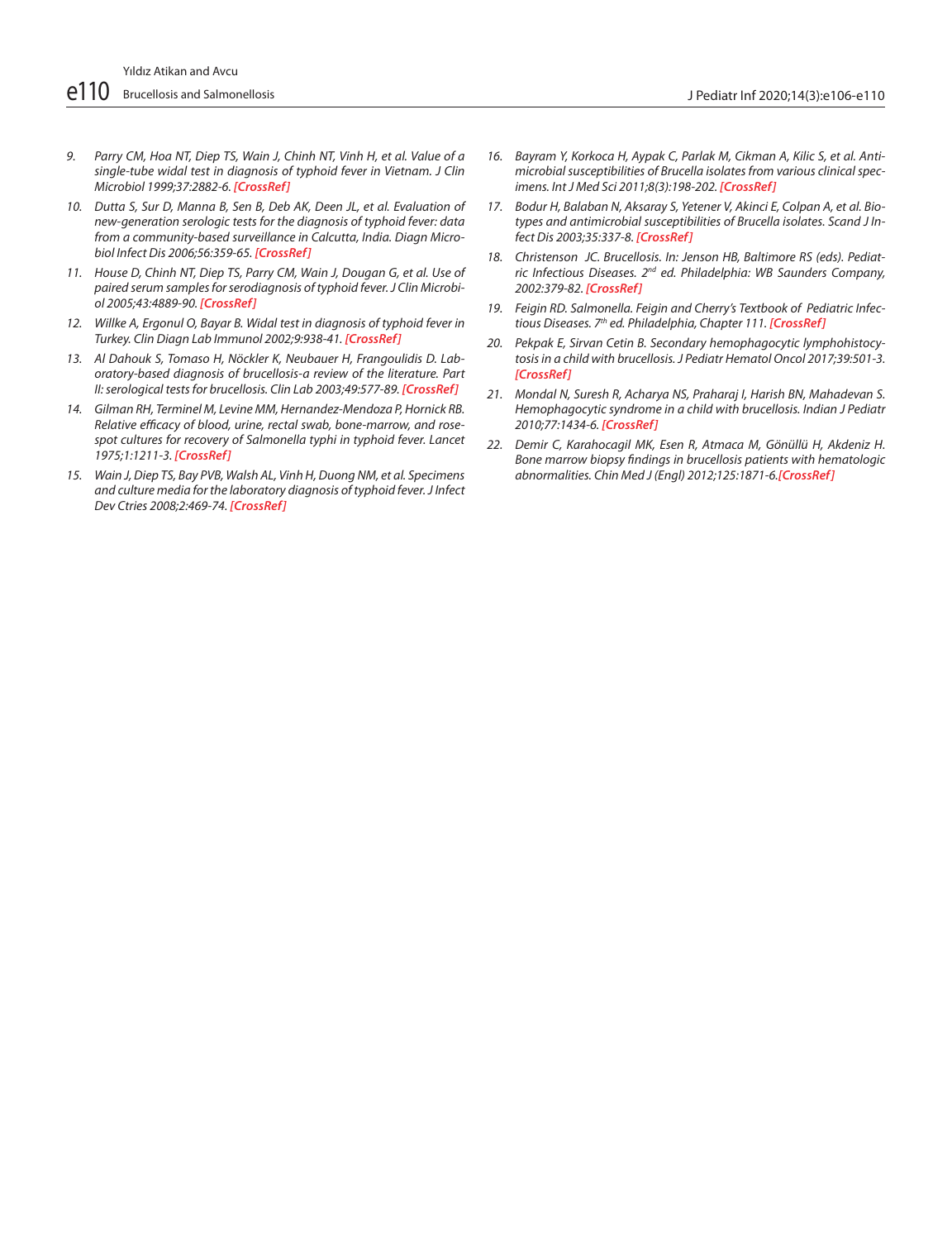9. Parry CM, Hoa NT, Diep TS, Wain J, Chinh NT, Vinh H, et al. Value of a single-tube widal test in diagnosis of typhoid fever in Vietnam. J Clin Microbiol 1999;37:2882-6. **[CrossRef]**
10. Dutta S, Sur D, Manna B, Sen B, Deb AK, Deen JL, et al. Evaluation of new-generation serologic tests for the diagnosis of typhoid fever: data from a community-based surveillance in Calcutta, India. Diagn Microbiol Infect Dis 2006;56:359-65. **[CrossRef]**
11. House D, Chinh NT, Diep TS, Parry CM, Wain J, Dougan G, et al. Use of paired serum samples for serodiagnosis of typhoid fever. J Clin Microbiol 2005;43:4889-90. **[CrossRef]**
12. Willke A, Ergonul O, Bayar B. Widal test in diagnosis of typhoid fever in Turkey. Clin Diagn Lab Immunol 2002;9:938-41. **[CrossRef]**
13. Al Dahouk S, Tomaso H, Nöckler K, Neubauer H, Frangoulidis D. Laboratory-based diagnosis of brucellosis-a review of the literature. Part II: serological tests for brucellosis. Clin Lab 2003;49:577-89. **[CrossRef]**
14. Gilman RH, Terminel M, Levine MM, Hernandez-Mendoza P, Hornick RB. Relative efficacy of blood, urine, rectal swab, bone-marrow, and rose-spot cultures for recovery of Salmonella typhi in typhoid fever. Lancet 1975;1:1211-3. **[CrossRef]**
15. Wain J, Diep TS, Bay PVB, Walsh AL, Vinh H, Duong NM, et al. Specimens and culture media for the laboratory diagnosis of typhoid fever. J Infect Dev Ctries 2008;2:469-74. **[CrossRef]**
16. Bayram Y, Korkoca H, Aypak C, Parlak M, Cikman A, Kilic S, et al. Antimicrobial susceptibilities of Brucella isolates from various clinical specimens. Int J Med Sci 2011;8(3):198-202. **[CrossRef]**
17. Bodur H, Balaban N, Aksaray S, Yetener V, Akinci E, Colpan A, et al. Biotypes and antimicrobial susceptibilities of Brucella isolates. Scand J Infect Dis 2003;35:337-8. **[CrossRef]**
18. Christenson JC. Brucellosis. In: Jenson HB, Baltimore RS (eds). Pediatric Infectious Diseases. 2nd ed. Philadelphia: WB Saunders Company, 2002:379-82. **[CrossRef]**
19. Feigin RD. Salmonella. Feigin and Cherry's Textbook of Pediatric Infectious Diseases. 7th ed. Philadelphia, Chapter 111. **[CrossRef]**
20. Pekpak E, Sirvan Cetin B. Secondary hemophagocytic lymphohistocytosis in a child with brucellosis. J Pediatr Hematol Oncol 2017;39:501-3. **[CrossRef]**
21. Mondal N, Suresh R, Acharya NS, Praharaj I, Harish BN, Mahadevan S. Hemophagocytic syndrome in a child with brucellosis. Indian J Pediatr 2010;77:1434-6. **[CrossRef]**
22. Demir C, Karahocagil MK, Esen R, Atmaca M, Gönüllü H, Akdeniz H. Bone marrow biopsy findings in brucellosis patients with hematologic abnormalities. Chin Med J (Engl) 2012;125:1871-6.**[CrossRef]**